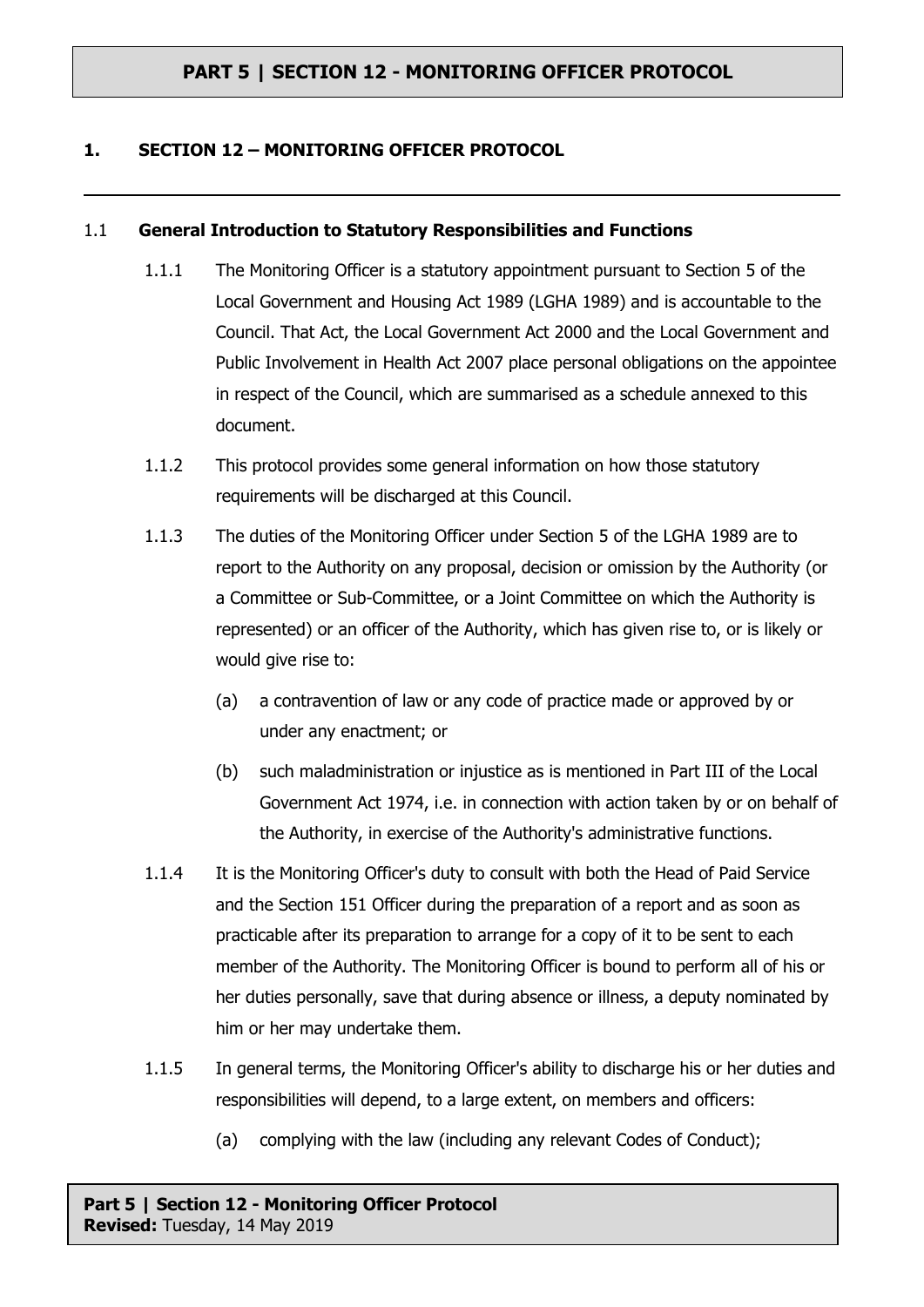# PART 5 | SECTION 12 - MONITORING OFFICER PROTOCOL

## 1. SECTION 12 – MONITORING OFFICER PROTOCOL

### 1.1 General Introduction to Statutory Responsibilities and Functions

1.1.1 The Monitoring Officer is a statutory appointment pursuant to Section 5 of the Local Government and Housing Act 1989 (LGHA 1989) and is accountable to the Council. That Act, the Local Government Act 2000 and the Local Government and Public Involvement in Health Act 2007 place personal obligations on the appointee in respect of the Council, which are summarised as a schedule annexed to this document.

1.1.2 This protocol provides some general information on how those statutory requirements will be discharged at this Council.

1.1.3 The duties of the Monitoring Officer under Section 5 of the LGHA 1989 are to report to the Authority on any proposal, decision or omission by the Authority (or a Committee or Sub-Committee, or a Joint Committee on which the Authority is represented) or an officer of the Authority, which has given rise to, or is likely or would give rise to:

(a) a contravention of law or any code of practice made or approved by or under any enactment; or

(b) such maladministration or injustice as is mentioned in Part III of the Local Government Act 1974, i.e. in connection with action taken by or on behalf of the Authority, in exercise of the Authority's administrative functions.

1.1.4 It is the Monitoring Officer's duty to consult with both the Head of Paid Service and the Section 151 Officer during the preparation of a report and as soon as practicable after its preparation to arrange for a copy of it to be sent to each member of the Authority. The Monitoring Officer is bound to perform all of his or her duties personally, save that during absence or illness, a deputy nominated by him or her may undertake them.

1.1.5 In general terms, the Monitoring Officer's ability to discharge his or her duties and responsibilities will depend, to a large extent, on members and officers:

(a) complying with the law (including any relevant Codes of Conduct);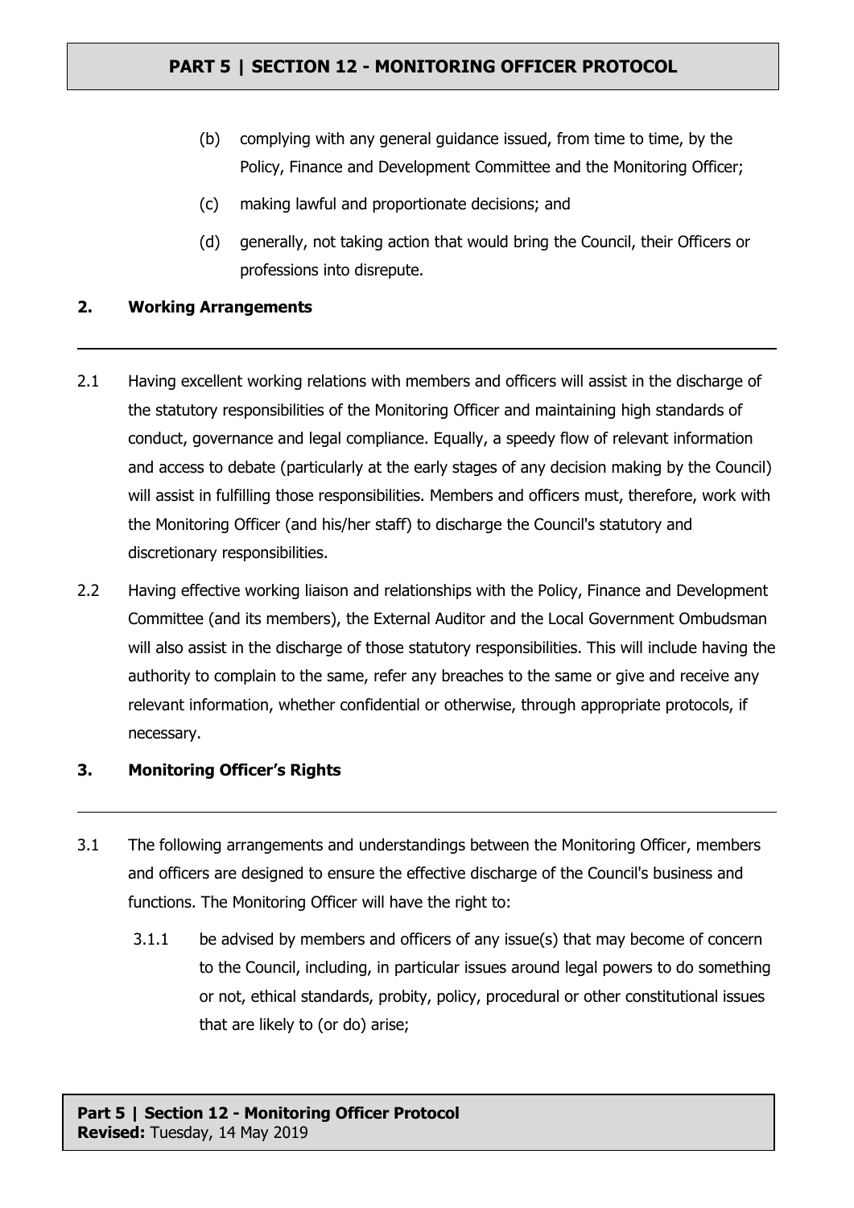(b) complying with any general guidance issued, from time to time, by the Policy, Finance and Development Committee and the Monitoring Officer;

(c) making lawful and proportionate decisions; and

(d) generally, not taking action that would bring the Council, their Officers or professions into disrepute.

## 2. Working Arrangements

2.1 Having excellent working relations with members and officers will assist in the discharge of the statutory responsibilities of the Monitoring Officer and maintaining high standards of conduct, governance and legal compliance. Equally, a speedy flow of relevant information and access to debate (particularly at the early stages of any decision making by the Council) will assist in fulfilling those responsibilities. Members and officers must, therefore, work with the Monitoring Officer (and his/her staff) to discharge the Council's statutory and discretionary responsibilities.

2.2 Having effective working liaison and relationships with the Policy, Finance and Development Committee (and its members), the External Auditor and the Local Government Ombudsman will also assist in the discharge of those statutory responsibilities. This will include having the authority to complain to the same, refer any breaches to the same or give and receive any relevant information, whether confidential or otherwise, through appropriate protocols, if necessary.

## 3. Monitoring Officer's Rights

3.1 The following arrangements and understandings between the Monitoring Officer, members and officers are designed to ensure the effective discharge of the Council's business and functions. The Monitoring Officer will have the right to:

3.1.1 be advised by members and officers of any issue(s) that may become of concern to the Council, including, in particular issues around legal powers to do something or not, ethical standards, probity, policy, procedural or other constitutional issues that are likely to (or do) arise;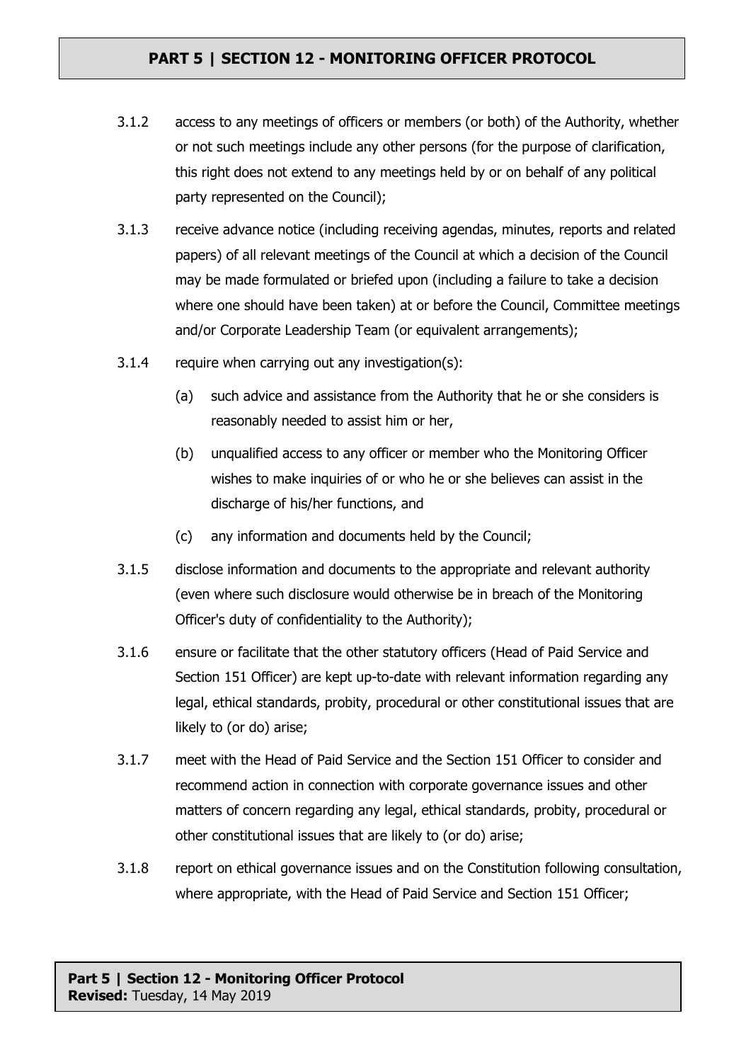3.1.2 access to any meetings of officers or members (or both) of the Authority, whether or not such meetings include any other persons (for the purpose of clarification, this right does not extend to any meetings held by or on behalf of any political party represented on the Council);

3.1.3 receive advance notice (including receiving agendas, minutes, reports and related papers) of all relevant meetings of the Council at which a decision of the Council may be made formulated or briefed upon (including a failure to take a decision where one should have been taken) at or before the Council, Committee meetings and/or Corporate Leadership Team (or equivalent arrangements);

3.1.4 require when carrying out any investigation(s):

- (a) such advice and assistance from the Authority that he or she considers is reasonably needed to assist him or her,
- (b) unqualified access to any officer or member who the Monitoring Officer wishes to make inquiries of or who he or she believes can assist in the discharge of his/her functions, and
- (c) any information and documents held by the Council;

3.1.5 disclose information and documents to the appropriate and relevant authority (even where such disclosure would otherwise be in breach of the Monitoring Officer's duty of confidentiality to the Authority);

3.1.6 ensure or facilitate that the other statutory officers (Head of Paid Service and Section 151 Officer) are kept up-to-date with relevant information regarding any legal, ethical standards, probity, procedural or other constitutional issues that are likely to (or do) arise;

3.1.7 meet with the Head of Paid Service and the Section 151 Officer to consider and recommend action in connection with corporate governance issues and other matters of concern regarding any legal, ethical standards, probity, procedural or other constitutional issues that are likely to (or do) arise;

3.1.8 report on ethical governance issues and on the Constitution following consultation, where appropriate, with the Head of Paid Service and Section 151 Officer;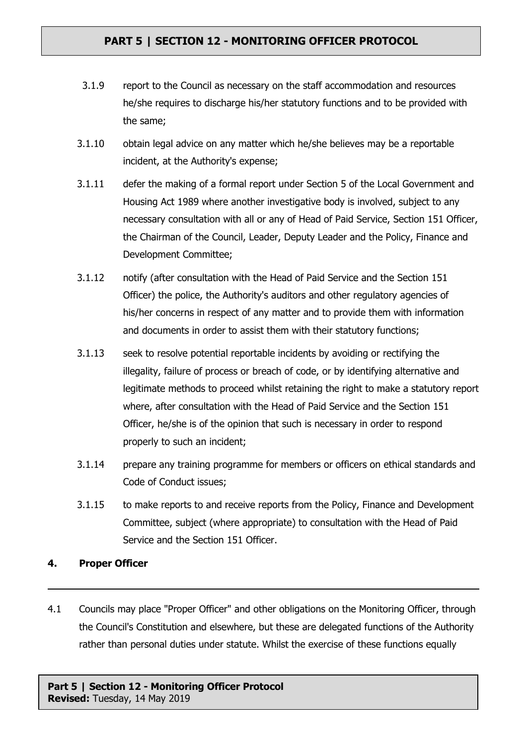3.1.9 report to the Council as necessary on the staff accommodation and resources he/she requires to discharge his/her statutory functions and to be provided with the same;

3.1.10 obtain legal advice on any matter which he/she believes may be a reportable incident, at the Authority's expense;

3.1.11 defer the making of a formal report under Section 5 of the Local Government and Housing Act 1989 where another investigative body is involved, subject to any necessary consultation with all or any of Head of Paid Service, Section 151 Officer, the Chairman of the Council, Leader, Deputy Leader and the Policy, Finance and Development Committee;

3.1.12 notify (after consultation with the Head of Paid Service and the Section 151 Officer) the police, the Authority's auditors and other regulatory agencies of his/her concerns in respect of any matter and to provide them with information and documents in order to assist them with their statutory functions;

3.1.13 seek to resolve potential reportable incidents by avoiding or rectifying the illegality, failure of process or breach of code, or by identifying alternative and legitimate methods to proceed whilst retaining the right to make a statutory report where, after consultation with the Head of Paid Service and the Section 151 Officer, he/she is of the opinion that such is necessary in order to respond properly to such an incident;

3.1.14 prepare any training programme for members or officers on ethical standards and Code of Conduct issues;

3.1.15 to make reports to and receive reports from the Policy, Finance and Development Committee, subject (where appropriate) to consultation with the Head of Paid Service and the Section 151 Officer.

## 4. Proper Officer

4.1 Councils may place "Proper Officer" and other obligations on the Monitoring Officer, through the Council's Constitution and elsewhere, but these are delegated functions of the Authority rather than personal duties under statute. Whilst the exercise of these functions equally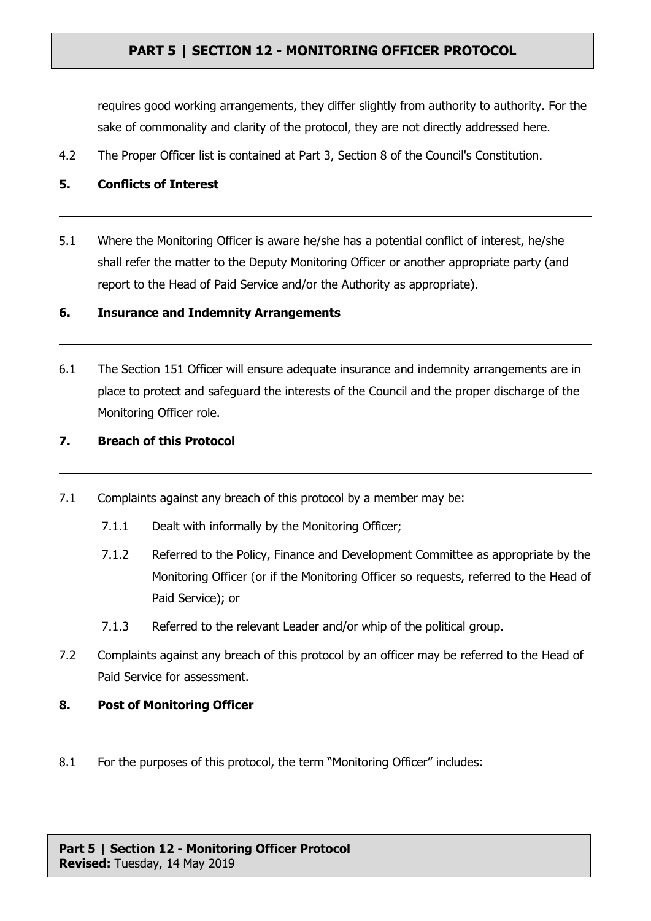requires good working arrangements, they differ slightly from authority to authority. For the sake of commonality and clarity of the protocol, they are not directly addressed here.

4.2 The Proper Officer list is contained at Part 3, Section 8 of the Council's Constitution.

## 5. Conflicts of Interest

5.1 Where the Monitoring Officer is aware he/she has a potential conflict of interest, he/she shall refer the matter to the Deputy Monitoring Officer or another appropriate party (and report to the Head of Paid Service and/or the Authority as appropriate).

## 6. Insurance and Indemnity Arrangements

6.1 The Section 151 Officer will ensure adequate insurance and indemnity arrangements are in place to protect and safeguard the interests of the Council and the proper discharge of the Monitoring Officer role.

## 7. Breach of this Protocol

7.1 Complaints against any breach of this protocol by a member may be:

- 7.1.1 Dealt with informally by the Monitoring Officer;
- 7.1.2 Referred to the Policy, Finance and Development Committee as appropriate by the Monitoring Officer (or if the Monitoring Officer so requests, referred to the Head of Paid Service); or
- 7.1.3 Referred to the relevant Leader and/or whip of the political group.

7.2 Complaints against any breach of this protocol by an officer may be referred to the Head of Paid Service for assessment.

## 8. Post of Monitoring Officer

8.1 For the purposes of this protocol, the term "Monitoring Officer" includes: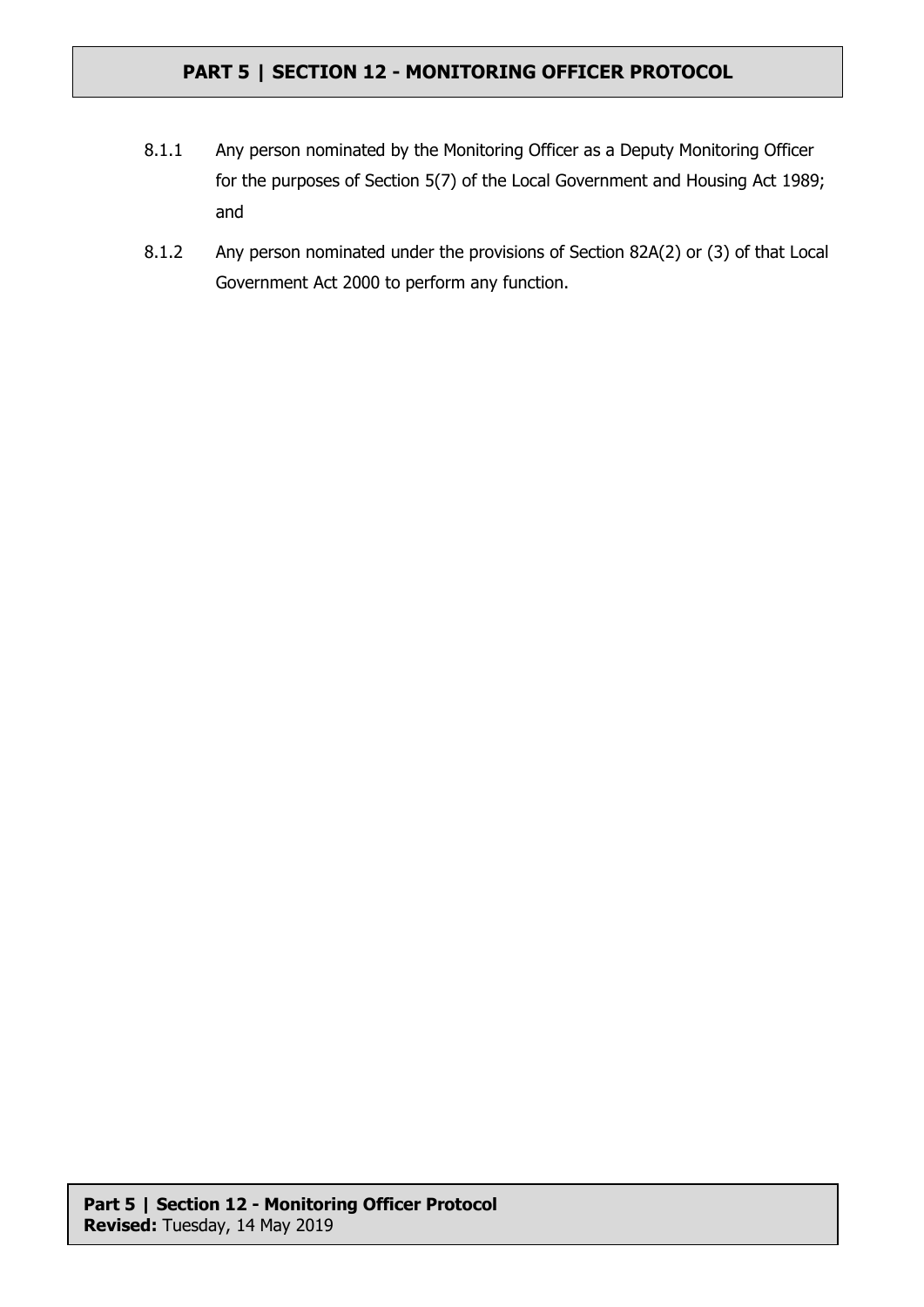8.1.1 Any person nominated by the Monitoring Officer as a Deputy Monitoring Officer for the purposes of Section 5(7) of the Local Government and Housing Act 1989; and

8.1.2 Any person nominated under the provisions of Section 82A(2) or (3) of that Local Government Act 2000 to perform any function.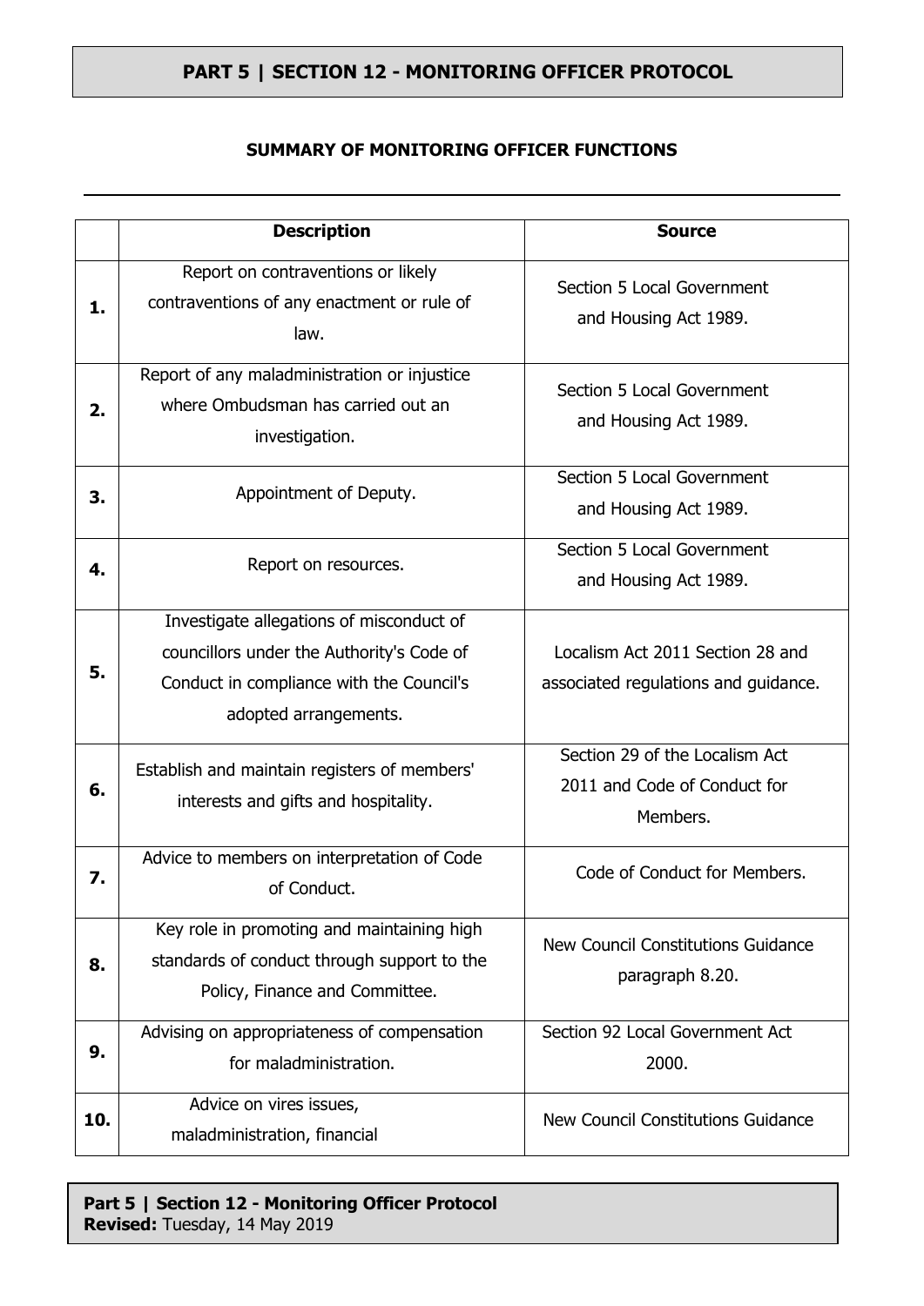## SUMMARY OF MONITORING OFFICER FUNCTIONS

| | Description | Source |
|---|---|---|
| 1. | Report on contraventions or likely contraventions of any enactment or rule of law. | Section 5 Local Government and Housing Act 1989. |
| 2. | Report of any maladministration or injustice where Ombudsman has carried out an investigation. | Section 5 Local Government and Housing Act 1989. |
| 3. | Appointment of Deputy. | Section 5 Local Government and Housing Act 1989. |
| 4. | Report on resources. | Section 5 Local Government and Housing Act 1989. |
| 5. | Investigate allegations of misconduct of councillors under the Authority's Code of Conduct in compliance with the Council's adopted arrangements. | Localism Act 2011 Section 28 and associated regulations and guidance. |
| 6. | Establish and maintain registers of members' interests and gifts and hospitality. | Section 29 of the Localism Act 2011 and Code of Conduct for Members. |
| 7. | Advice to members on interpretation of Code of Conduct. | Code of Conduct for Members. |
| 8. | Key role in promoting and maintaining high standards of conduct through support to the Policy, Finance and Committee. | New Council Constitutions Guidance paragraph 8.20. |
| 9. | Advising on appropriateness of compensation for maladministration. | Section 92 Local Government Act 2000. |
| 10. | Advice on vires issues, maladministration, financial | New Council Constitutions Guidance |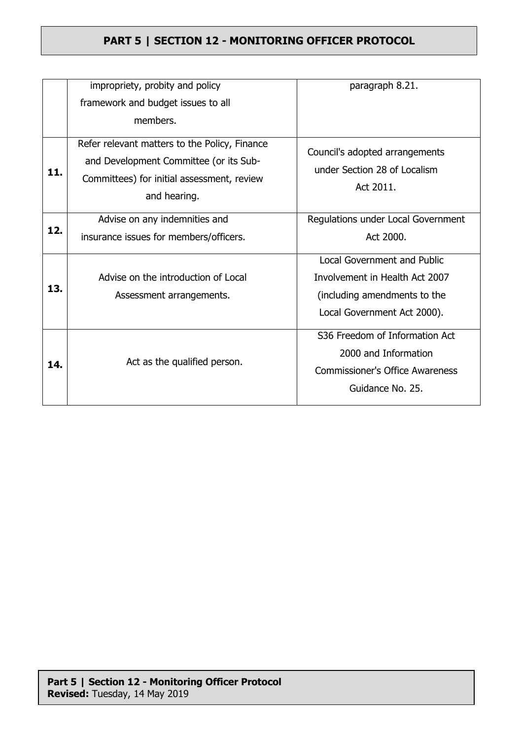| | | |
|---|---|---|
| | impropriety, probity and policy framework and budget issues to all members. | paragraph 8.21. |
| **11.** | Refer relevant matters to the Policy, Finance and Development Committee (or its Sub-Committees) for initial assessment, review and hearing. | Council's adopted arrangements under Section 28 of Localism Act 2011. |
| **12.** | Advise on any indemnities and insurance issues for members/officers. | Regulations under Local Government Act 2000. |
| **13.** | Advise on the introduction of Local Assessment arrangements. | Local Government and Public Involvement in Health Act 2007 (including amendments to the Local Government Act 2000). |
| **14.** | Act as the qualified person. | S36 Freedom of Information Act 2000 and Information Commissioner's Office Awareness Guidance No. 25. |